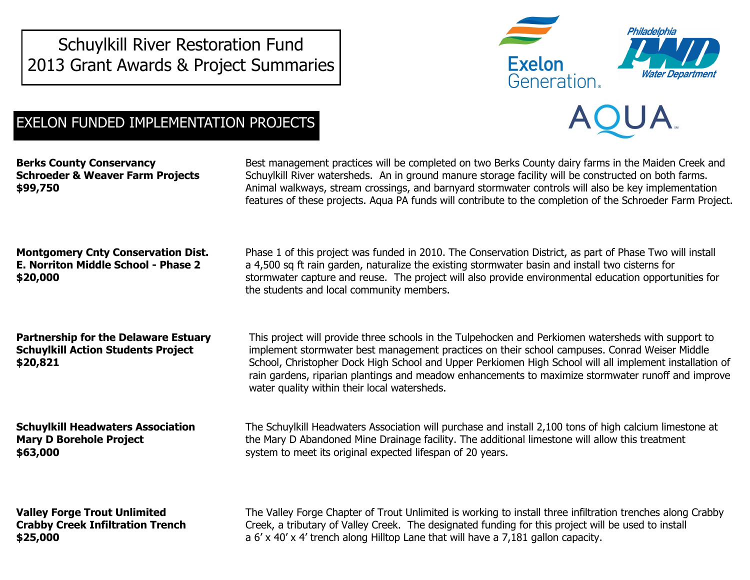# Schuylkill River Restoration Fund
# 2013 Grant Awards & Project Summaries

## EXELON FUNDED IMPLEMENTATION PROJECTS

**Berks County Conservancy**
**Schroeder & Weaver Farm Projects**
**$99,750**

Best management practices will be completed on two Berks County dairy farms in the Maiden Creek and Schuylkill River watersheds. An in ground manure storage facility will be constructed on both farms. Animal walkways, stream crossings, and barnyard stormwater controls will also be key implementation features of these projects. Aqua PA funds will contribute to the completion of the Schroeder Farm Project.

**Montgomery Cnty Conservation Dist.**
**E. Norriton Middle School - Phase 2**
**$20,000**

Phase 1 of this project was funded in 2010. The Conservation District, as part of Phase Two will install a 4,500 sq ft rain garden, naturalize the existing stormwater basin and install two cisterns for stormwater capture and reuse. The project will also provide environmental education opportunities for the students and local community members.

**Partnership for the Delaware Estuary**
**Schuylkill Action Students Project**
**$20,821**

This project will provide three schools in the Tulpehocken and Perkiomen watersheds with support to implement stormwater best management practices on their school campuses. Conrad Weiser Middle School, Christopher Dock High School and Upper Perkiomen High School will all implement installation of rain gardens, riparian plantings and meadow enhancements to maximize stormwater runoff and improve water quality within their local watersheds.

**Schuylkill Headwaters Association**
**Mary D Borehole Project**
**$63,000**

The Schuylkill Headwaters Association will purchase and install 2,100 tons of high calcium limestone at the Mary D Abandoned Mine Drainage facility. The additional limestone will allow this treatment system to meet its original expected lifespan of 20 years.

**Valley Forge Trout Unlimited**
**Crabby Creek Infiltration Trench**
**$25,000**

The Valley Forge Chapter of Trout Unlimited is working to install three infiltration trenches along Crabby Creek, a tributary of Valley Creek. The designated funding for this project will be used to install a 6' x 40' x 4' trench along Hilltop Lane that will have a 7,181 gallon capacity.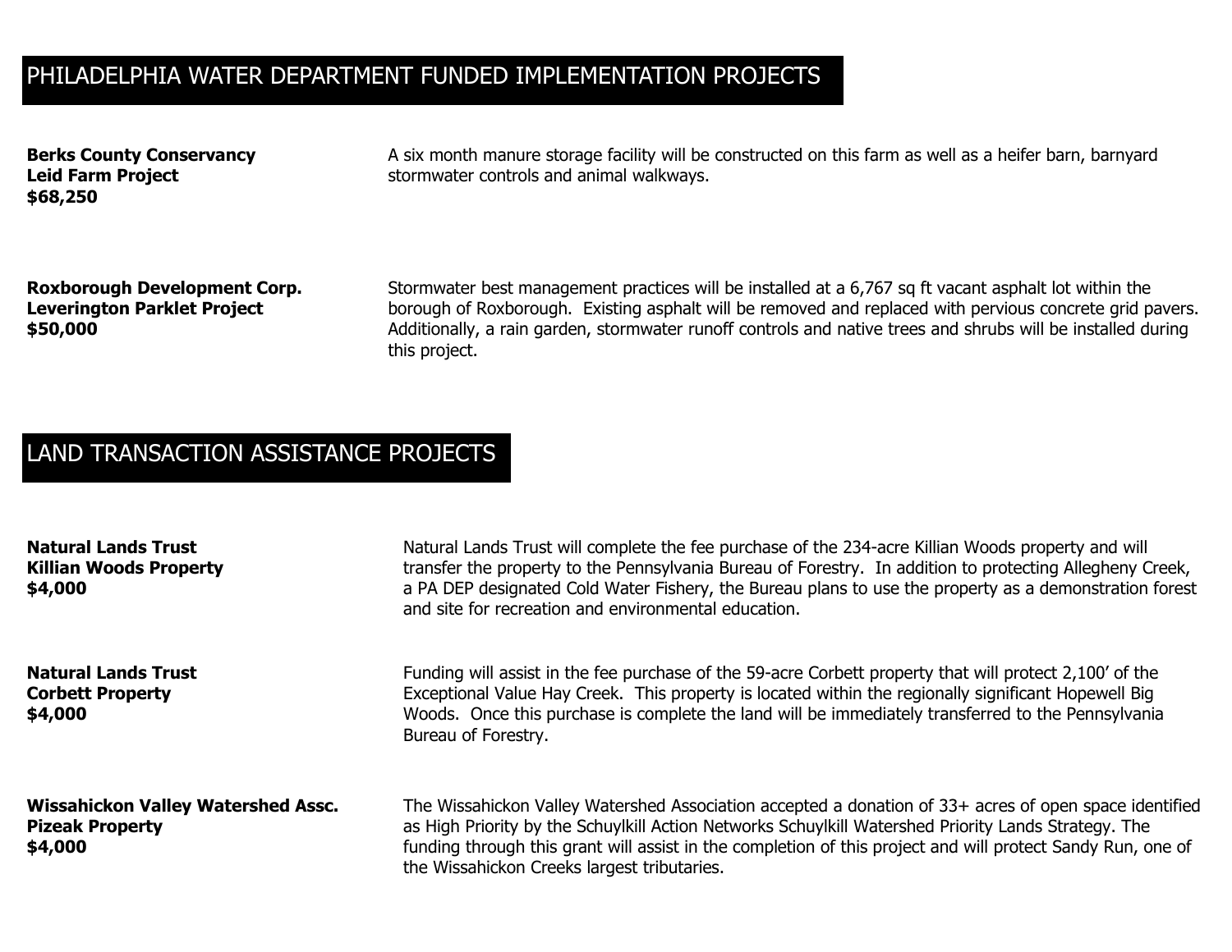## PHILADELPHIA WATER DEPARTMENT FUNDED IMPLEMENTATION PROJECTS

**Berks County Conservancy**
**Leid Farm Project**
**$68,250**

A six month manure storage facility will be constructed on this farm as well as a heifer barn, barnyard stormwater controls and animal walkways.

**Roxborough Development Corp.**
**Leverington Parklet Project**
**$50,000**

Stormwater best management practices will be installed at a 6,767 sq ft vacant asphalt lot within the borough of Roxborough. Existing asphalt will be removed and replaced with pervious concrete grid pavers. Additionally, a rain garden, stormwater runoff controls and native trees and shrubs will be installed during this project.

## LAND TRANSACTION ASSISTANCE PROJECTS

**Natural Lands Trust**
**Killian Woods Property**
**$4,000**

Natural Lands Trust will complete the fee purchase of the 234-acre Killian Woods property and will transfer the property to the Pennsylvania Bureau of Forestry. In addition to protecting Allegheny Creek, a PA DEP designated Cold Water Fishery, the Bureau plans to use the property as a demonstration forest and site for recreation and environmental education.

**Natural Lands Trust**
**Corbett Property**
**$4,000**

Funding will assist in the fee purchase of the 59-acre Corbett property that will protect 2,100' of the Exceptional Value Hay Creek. This property is located within the regionally significant Hopewell Big Woods. Once this purchase is complete the land will be immediately transferred to the Pennsylvania Bureau of Forestry.

**Wissahickon Valley Watershed Assc.**
**Pizeak Property**
**$4,000**

The Wissahickon Valley Watershed Association accepted a donation of 33+ acres of open space identified as High Priority by the Schuylkill Action Networks Schuylkill Watershed Priority Lands Strategy. The funding through this grant will assist in the completion of this project and will protect Sandy Run, one of the Wissahickon Creeks largest tributaries.